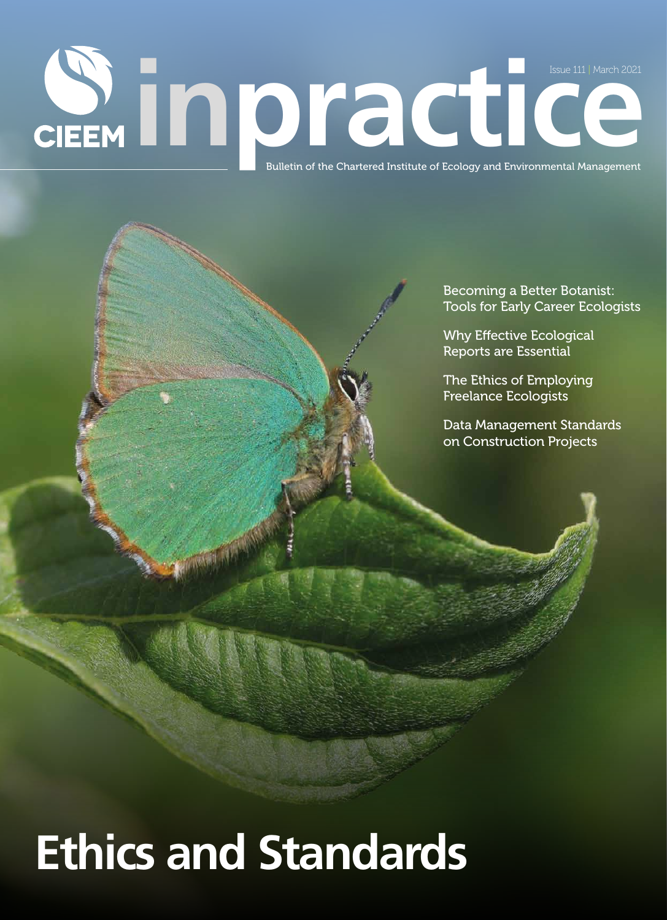CIEEM

# inpractice

Issue 111 | March 2021

Bulletin of the Chartered Institute of Ecology and Environmental Management

Becoming a Better Botanist: Tools for Early Career Ecologists

Why Effective Ecological Reports are Essential

The Ethics of Employing Freelance Ecologists

Data Management Standards on Construction Projects

# Ethics and Standards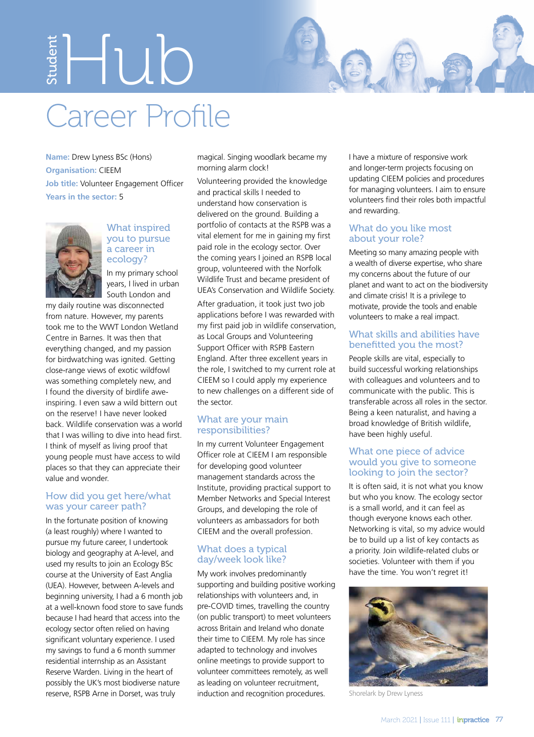# Student Hub

## Career Profile

**Name:** Drew Lyness BSc (Hons)
**Organisation:** CIEEM
**Job title:** Volunteer Engagement Officer
**Years in the sector:** 5

### What inspired you to pursue a career in ecology?

In my primary school years, I lived in urban South London and my daily routine was disconnected from nature. However, my parents took me to the WWT London Wetland Centre in Barnes. It was then that everything changed, and my passion for birdwatching was ignited. Getting close-range views of exotic wildfowl was something completely new, and I found the diversity of birdlife awe-inspiring. I even saw a wild bittern out on the reserve! I have never looked back. Wildlife conservation was a world that I was willing to dive into head first. I think of myself as living proof that young people must have access to wild places so that they can appreciate their value and wonder.

### How did you get here/what was your career path?

In the fortunate position of knowing (a least roughly) where I wanted to pursue my future career, I undertook biology and geography at A-level, and used my results to join an Ecology BSc course at the University of East Anglia (UEA). However, between A-levels and beginning university, I had a 6 month job at a well-known food store to save funds because I had heard that access into the ecology sector often relied on having significant voluntary experience. I used my savings to fund a 6 month summer residential internship as an Assistant Reserve Warden. Living in the heart of possibly the UK's most biodiverse nature reserve, RSPB Arne in Dorset, was truly magical. Singing woodlark became my morning alarm clock!

Volunteering provided the knowledge and practical skills I needed to understand how conservation is delivered on the ground. Building a portfolio of contacts at the RSPB was a vital element for me in gaining my first paid role in the ecology sector. Over the coming years I joined an RSPB local group, volunteered with the Norfolk Wildlife Trust and became president of UEA's Conservation and Wildlife Society.

After graduation, it took just two job applications before I was rewarded with my first paid job in wildlife conservation, as Local Groups and Volunteering Support Officer with RSPB Eastern England. After three excellent years in the role, I switched to my current role at CIEEM so I could apply my experience to new challenges on a different side of the sector.

### What are your main responsibilities?

In my current Volunteer Engagement Officer role at CIEEM I am responsible for developing good volunteer management standards across the Institute, providing practical support to Member Networks and Special Interest Groups, and developing the role of volunteers as ambassadors for both CIEEM and the overall profession.

### What does a typical day/week look like?

My work involves predominantly supporting and building positive working relationships with volunteers and, in pre-COVID times, travelling the country (on public transport) to meet volunteers across Britain and Ireland who donate their time to CIEEM. My role has since adapted to technology and involves online meetings to provide support to volunteer committees remotely, as well as leading on volunteer recruitment, induction and recognition procedures.

I have a mixture of responsive work and longer-term projects focusing on updating CIEEM policies and procedures for managing volunteers. I aim to ensure volunteers find their roles both impactful and rewarding.

### What do you like most about your role?

Meeting so many amazing people with a wealth of diverse expertise, who share my concerns about the future of our planet and want to act on the biodiversity and climate crisis! It is a privilege to motivate, provide the tools and enable volunteers to make a real impact.

### What skills and abilities have benefitted you the most?

People skills are vital, especially to build successful working relationships with colleagues and volunteers and to communicate with the public. This is transferable across all roles in the sector. Being a keen naturalist, and having a broad knowledge of British wildlife, have been highly useful.

### What one piece of advice would you give to someone looking to join the sector?

It is often said, it is not what you know but who you know. The ecology sector is a small world, and it can feel as though everyone knows each other. Networking is vital, so my advice would be to build up a list of key contacts as a priority. Join wildlife-related clubs or societies. Volunteer with them if you have the time. You won't regret it!

Shorelark by Drew Lyness